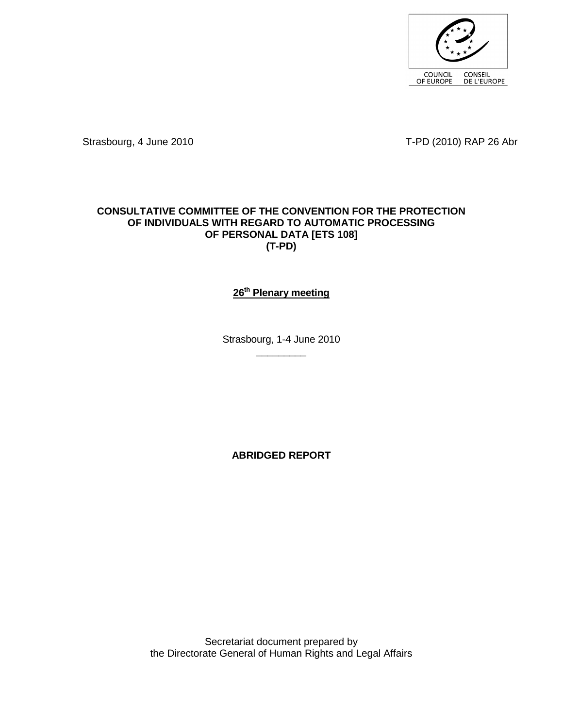COUNCIL OF EUROPE CONSEIL DE L'EUROPE

Strasbourg, 4 June 2010 T-PD (2010) RAP 26 Abr

**CONSULTATIVE COMMITTEE OF THE CONVENTION FOR THE PROTECTION OF INDIVIDUALS WITH REGARD TO AUTOMATIC PROCESSING OF PERSONAL DATA [ETS 108] (T-PD)**

**26th Plenary meeting**

Strasbourg, 1-4 June 2010

---

**ABRIDGED REPORT**

Secretariat document prepared by
the Directorate General of Human Rights and Legal Affairs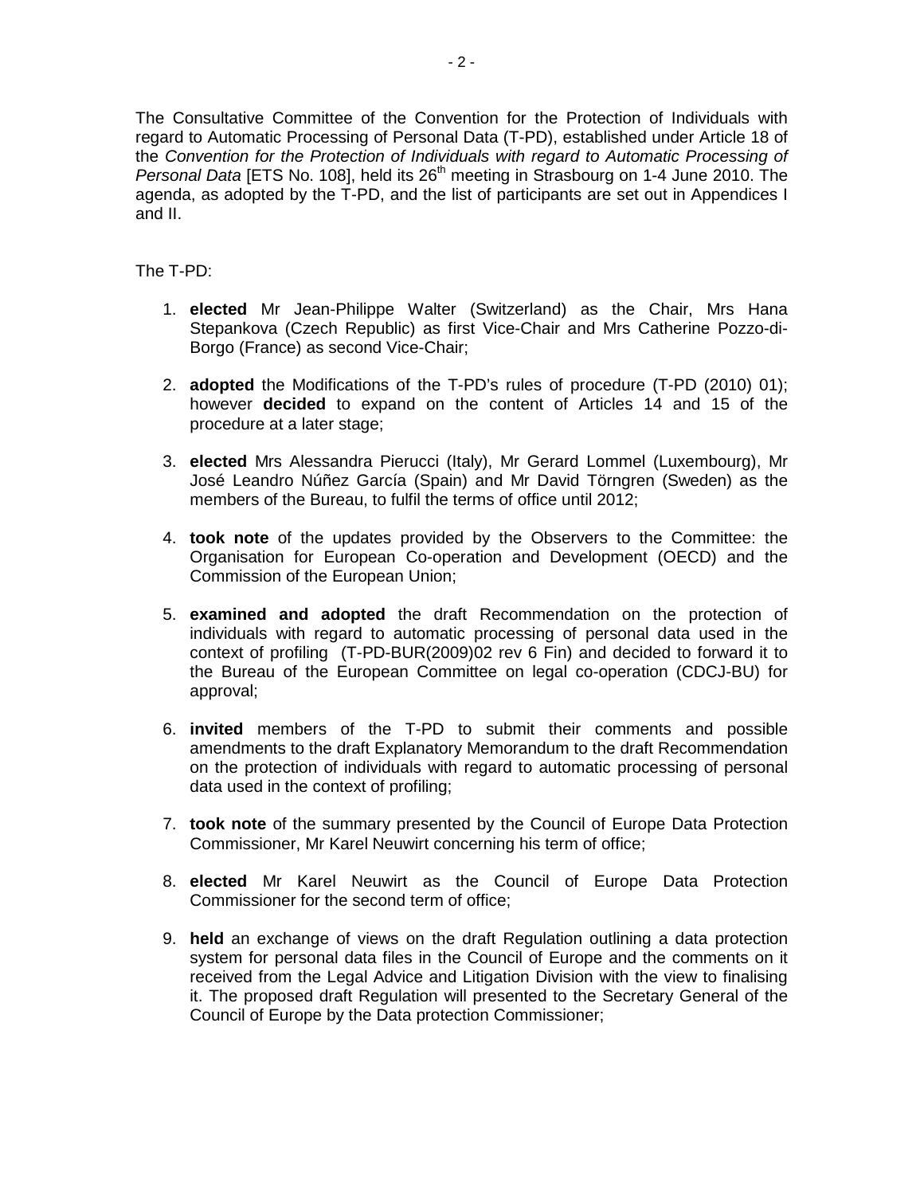The Consultative Committee of the Convention for the Protection of Individuals with regard to Automatic Processing of Personal Data (T-PD), established under Article 18 of the *Convention for the Protection of Individuals with regard to Automatic Processing of Personal Data* [ETS No. 108], held its 26th meeting in Strasbourg on 1-4 June 2010. The agenda, as adopted by the T-PD, and the list of participants are set out in Appendices I and II.

The T-PD:

1. **elected** Mr Jean-Philippe Walter (Switzerland) as the Chair, Mrs Hana Stepankova (Czech Republic) as first Vice-Chair and Mrs Catherine Pozzo-di-Borgo (France) as second Vice-Chair;

2. **adopted** the Modifications of the T-PD's rules of procedure (T-PD (2010) 01); however **decided** to expand on the content of Articles 14 and 15 of the procedure at a later stage;

3. **elected** Mrs Alessandra Pierucci (Italy), Mr Gerard Lommel (Luxembourg), Mr José Leandro Núñez García (Spain) and Mr David Törngren (Sweden) as the members of the Bureau, to fulfil the terms of office until 2012;

4. **took note** of the updates provided by the Observers to the Committee: the Organisation for European Co-operation and Development (OECD) and the Commission of the European Union;

5. **examined and adopted** the draft Recommendation on the protection of individuals with regard to automatic processing of personal data used in the context of profiling (T-PD-BUR(2009)02 rev 6 Fin) and decided to forward it to the Bureau of the European Committee on legal co-operation (CDCJ-BU) for approval;

6. **invited** members of the T-PD to submit their comments and possible amendments to the draft Explanatory Memorandum to the draft Recommendation on the protection of individuals with regard to automatic processing of personal data used in the context of profiling;

7. **took note** of the summary presented by the Council of Europe Data Protection Commissioner, Mr Karel Neuwirt concerning his term of office;

8. **elected** Mr Karel Neuwirt as the Council of Europe Data Protection Commissioner for the second term of office;

9. **held** an exchange of views on the draft Regulation outlining a data protection system for personal data files in the Council of Europe and the comments on it received from the Legal Advice and Litigation Division with the view to finalising it. The proposed draft Regulation will presented to the Secretary General of the Council of Europe by the Data protection Commissioner;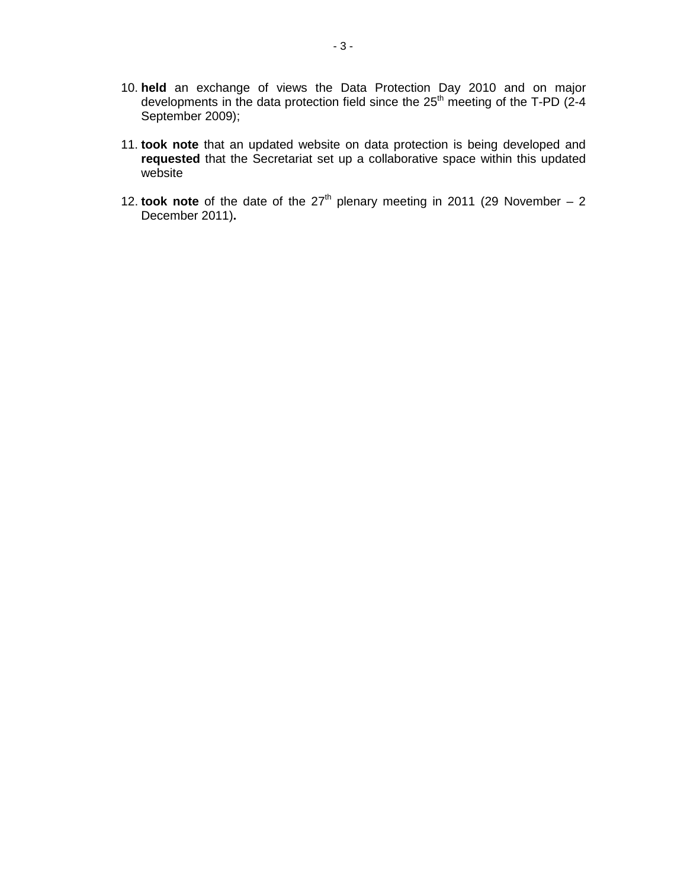10. **held** an exchange of views the Data Protection Day 2010 and on major developments in the data protection field since the 25th meeting of the T-PD (2-4 September 2009);

11. **took note** that an updated website on data protection is being developed and **requested** that the Secretariat set up a collaborative space within this updated website

12. **took note** of the date of the 27th plenary meeting in 2011 (29 November – 2 December 2011)**.**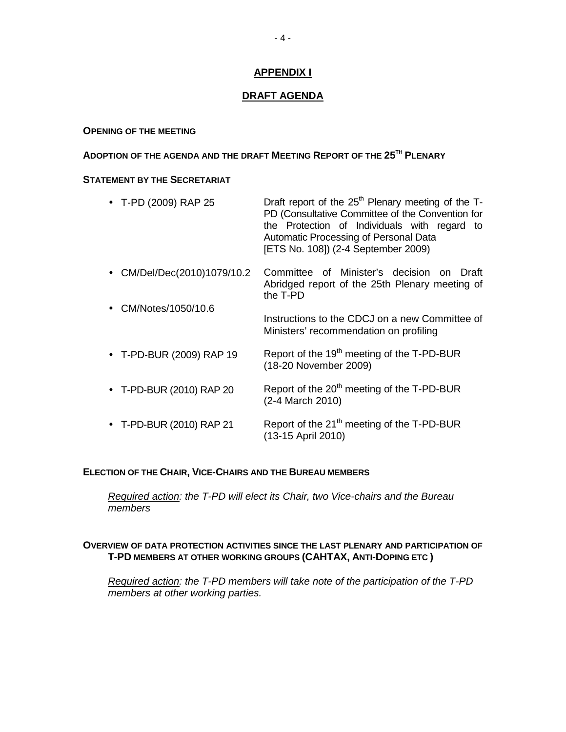## APPENDIX I

## DRAFT AGENDA

**OPENING OF THE MEETING**

**ADOPTION OF THE AGENDA AND THE DRAFT MEETING REPORT OF THE 25TH PLENARY**

**STATEMENT BY THE SECRETARIAT**

| | |
|---|---|
| • T-PD (2009) RAP 25 | Draft report of the 25th Plenary meeting of the T-PD (Consultative Committee of the Convention for the Protection of Individuals with regard to Automatic Processing of Personal Data [ETS No. 108]) (2-4 September 2009) |
| • CM/Del/Dec(2010)1079/10.2 | Committee of Minister's decision on Draft Abridged report of the 25th Plenary meeting of the T-PD |
| • CM/Notes/1050/10.6 | Instructions to the CDCJ on a new Committee of Ministers' recommendation on profiling |
| • T-PD-BUR (2009) RAP 19 | Report of the 19th meeting of the T-PD-BUR (18-20 November 2009) |
| • T-PD-BUR (2010) RAP 20 | Report of the 20th meeting of the T-PD-BUR (2-4 March 2010) |
| • T-PD-BUR (2010) RAP 21 | Report of the 21th meeting of the T-PD-BUR (13-15 April 2010) |

**ELECTION OF THE CHAIR, VICE-CHAIRS AND THE BUREAU MEMBERS**

*Required action: the T-PD will elect its Chair, two Vice-chairs and the Bureau members*

**OVERVIEW OF DATA PROTECTION ACTIVITIES SINCE THE LAST PLENARY AND PARTICIPATION OF T-PD MEMBERS AT OTHER WORKING GROUPS (CAHTAX, ANTI-DOPING ETC )**

*Required action: the T-PD members will take note of the participation of the T-PD members at other working parties.*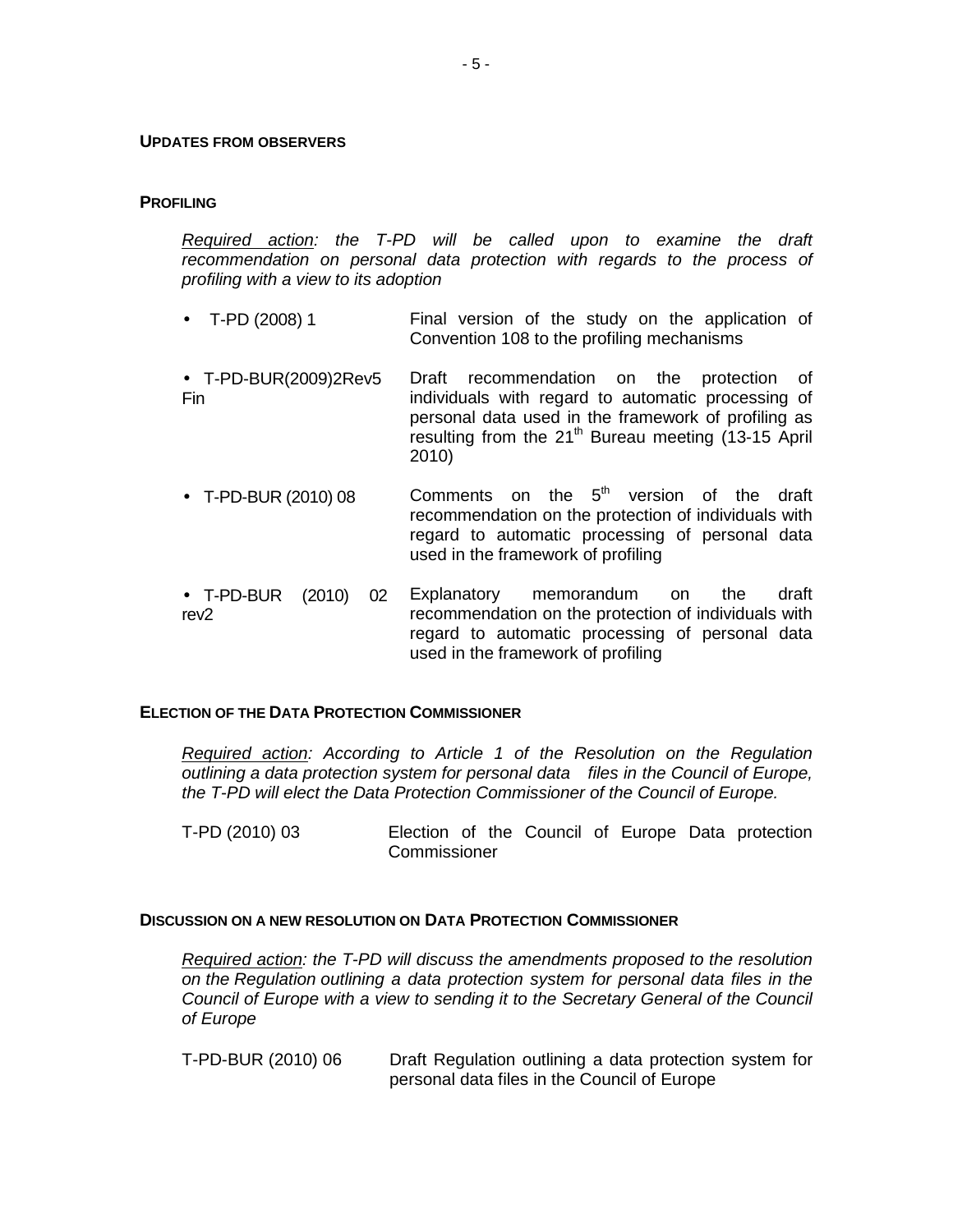**UPDATES FROM OBSERVERS**

**PROFILING**

*Required action: the T-PD will be called upon to examine the draft recommendation on personal data protection with regards to the process of profiling with a view to its adoption*

| | |
|---|---|
| • T-PD (2008) 1 | Final version of the study on the application of Convention 108 to the profiling mechanisms |
| • T-PD-BUR(2009)2Rev5 Fin | Draft recommendation on the protection of individuals with regard to automatic processing of personal data used in the framework of profiling as resulting from the 21st Bureau meeting (13-15 April 2010) |
| • T-PD-BUR (2010) 08 | Comments on the 5th version of the draft recommendation on the protection of individuals with regard to automatic processing of personal data used in the framework of profiling |
| • T-PD-BUR (2010) 02 rev2 | Explanatory memorandum on the draft recommendation on the protection of individuals with regard to automatic processing of personal data used in the framework of profiling |

**ELECTION OF THE DATA PROTECTION COMMISSIONER**

*Required action: According to Article 1 of the Resolution on the Regulation outlining a data protection system for personal data files in the Council of Europe, the T-PD will elect the Data Protection Commissioner of the Council of Europe.*

| | |
|---|---|
| T-PD (2010) 03 | Election of the Council of Europe Data protection Commissioner |

**DISCUSSION ON A NEW RESOLUTION ON DATA PROTECTION COMMISSIONER**

*Required action: the T-PD will discuss the amendments proposed to the resolution on the Regulation outlining a data protection system for personal data files in the Council of Europe with a view to sending it to the Secretary General of the Council of Europe*

| | |
|---|---|
| T-PD-BUR (2010) 06 | Draft Regulation outlining a data protection system for personal data files in the Council of Europe |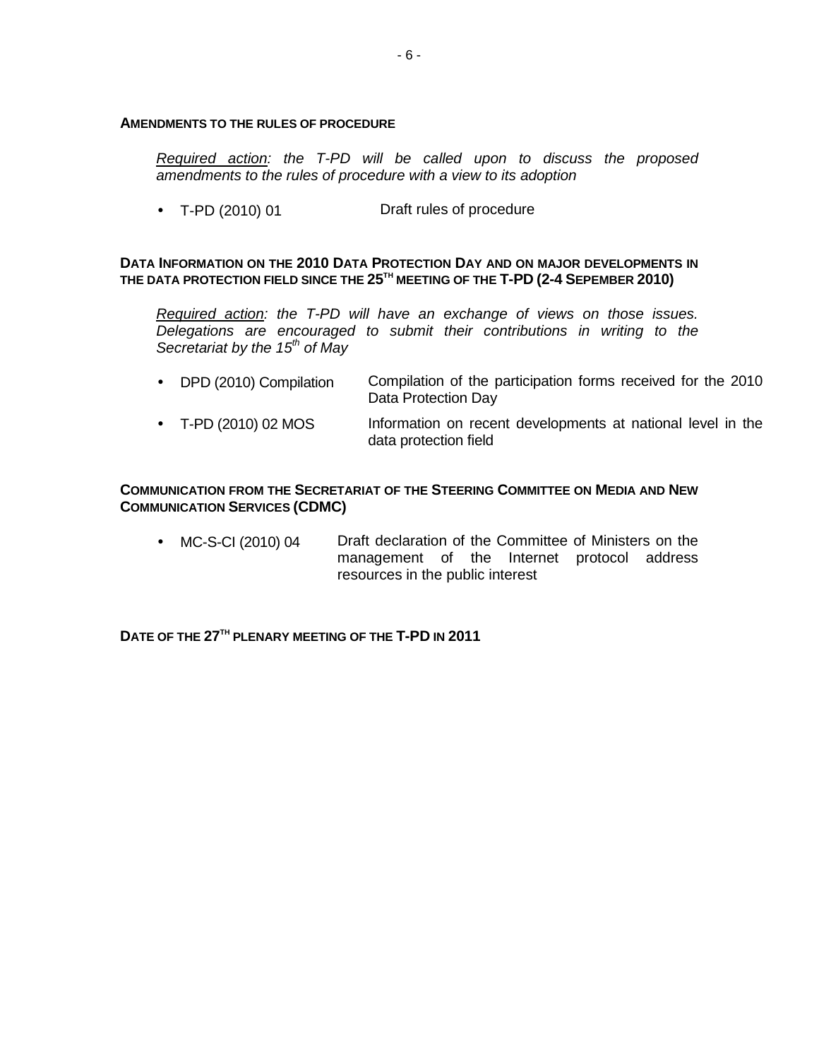### AMENDMENTS TO THE RULES OF PROCEDURE

*Required action: the T-PD will be called upon to discuss the proposed amendments to the rules of procedure with a view to its adoption*

- T-PD (2010) 01 — Draft rules of procedure

### DATA INFORMATION ON THE 2010 DATA PROTECTION DAY AND ON MAJOR DEVELOPMENTS IN THE DATA PROTECTION FIELD SINCE THE 25TH MEETING OF THE T-PD (2-4 SEPEMBER 2010)

*Required action: the T-PD will have an exchange of views on those issues. Delegations are encouraged to submit their contributions in writing to the Secretariat by the 15th of May*

- DPD (2010) Compilation — Compilation of the participation forms received for the 2010 Data Protection Day
- T-PD (2010) 02 MOS — Information on recent developments at national level in the data protection field

### COMMUNICATION FROM THE SECRETARIAT OF THE STEERING COMMITTEE ON MEDIA AND NEW COMMUNICATION SERVICES (CDMC)

- MC-S-CI (2010) 04 — Draft declaration of the Committee of Ministers on the management of the Internet protocol address resources in the public interest

### DATE OF THE 27TH PLENARY MEETING OF THE T-PD IN 2011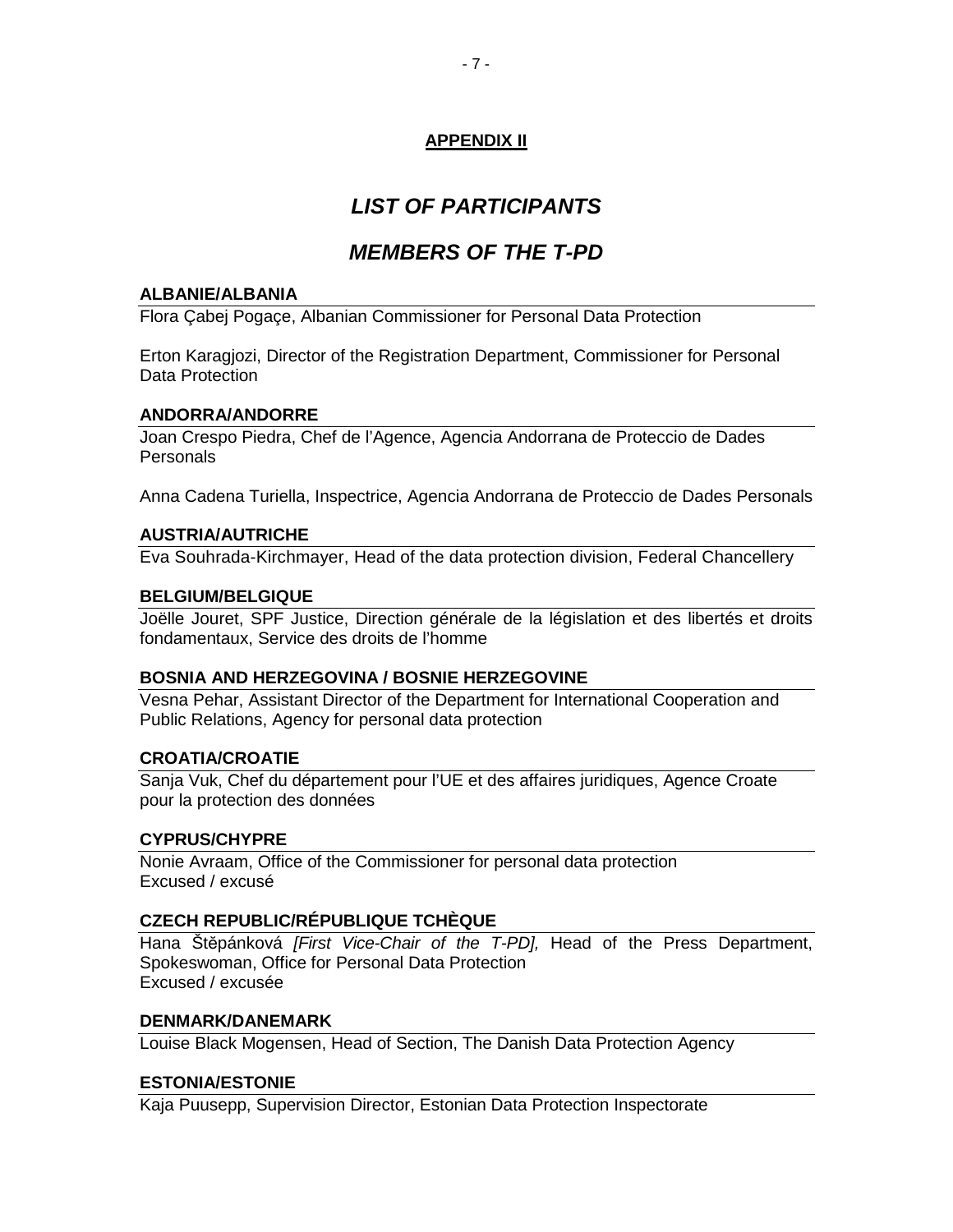**APPENDIX II**

# *LIST OF PARTICIPANTS*

## *MEMBERS OF THE T-PD*

### ALBANIE/ALBANIA

Flora Çabej Pogaçe, Albanian Commissioner for Personal Data Protection

Erton Karagjozi, Director of the Registration Department, Commissioner for Personal Data Protection

### ANDORRA/ANDORRE

Joan Crespo Piedra, Chef de l'Agence, Agencia Andorrana de Proteccio de Dades Personals

Anna Cadena Turiella, Inspectrice, Agencia Andorrana de Proteccio de Dades Personals

### AUSTRIA/AUTRICHE

Eva Souhrada-Kirchmayer, Head of the data protection division, Federal Chancellery

### BELGIUM/BELGIQUE

Joëlle Jouret, SPF Justice, Direction générale de la législation et des libertés et droits fondamentaux, Service des droits de l'homme

### BOSNIA AND HERZEGOVINA / BOSNIE HERZEGOVINE

Vesna Pehar, Assistant Director of the Department for International Cooperation and Public Relations, Agency for personal data protection

### CROATIA/CROATIE

Sanja Vuk, Chef du département pour l'UE et des affaires juridiques, Agence Croate pour la protection des données

### CYPRUS/CHYPRE

Nonie Avraam, Office of the Commissioner for personal data protection
Excused / excusé

### CZECH REPUBLIC/RÉPUBLIQUE TCHÈQUE

Hana Štěpánková *[First Vice-Chair of the T-PD],* Head of the Press Department, Spokeswoman, Office for Personal Data Protection
Excused / excusée

### DENMARK/DANEMARK

Louise Black Mogensen, Head of Section, The Danish Data Protection Agency

### ESTONIA/ESTONIE

Kaja Puusepp, Supervision Director, Estonian Data Protection Inspectorate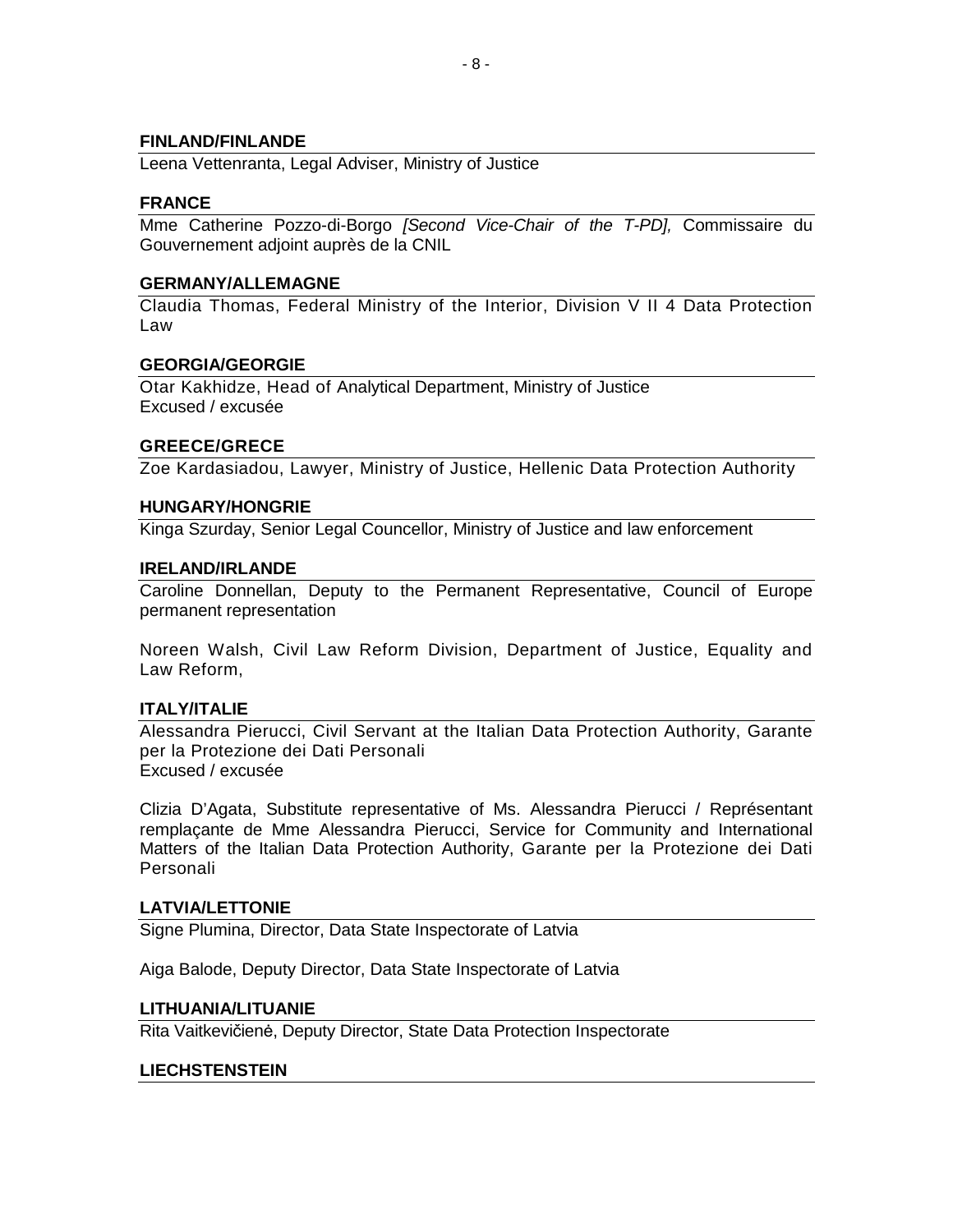**FINLAND/FINLANDE**

Leena Vettenranta, Legal Adviser, Ministry of Justice

**FRANCE**

Mme Catherine Pozzo-di-Borgo *[Second Vice-Chair of the T-PD],* Commissaire du Gouvernement adjoint auprès de la CNIL

**GERMANY/ALLEMAGNE**

Claudia Thomas, Federal Ministry of the Interior, Division V II 4 Data Protection Law

**GEORGIA/GEORGIE**

Otar Kakhidze, Head of Analytical Department, Ministry of Justice
Excused / excusée

**GREECE/GRECE**

Zoe Kardasiadou, Lawyer, Ministry of Justice, Hellenic Data Protection Authority

**HUNGARY/HONGRIE**

Kinga Szurday, Senior Legal Councellor, Ministry of Justice and law enforcement

**IRELAND/IRLANDE**

Caroline Donnellan, Deputy to the Permanent Representative, Council of Europe permanent representation

Noreen Walsh, Civil Law Reform Division, Department of Justice, Equality and Law Reform,

**ITALY/ITALIE**

Alessandra Pierucci, Civil Servant at the Italian Data Protection Authority, Garante per la Protezione dei Dati Personali
Excused / excusée

Clizia D'Agata, Substitute representative of Ms. Alessandra Pierucci / Représentant remplaçante de Mme Alessandra Pierucci, Service for Community and International Matters of the Italian Data Protection Authority, Garante per la Protezione dei Dati Personali

**LATVIA/LETTONIE**

Signe Plumina, Director, Data State Inspectorate of Latvia

Aiga Balode, Deputy Director, Data State Inspectorate of Latvia

**LITHUANIA/LITUANIE**

Rita Vaitkevičienė, Deputy Director, State Data Protection Inspectorate

**LIECHSTENSTEIN**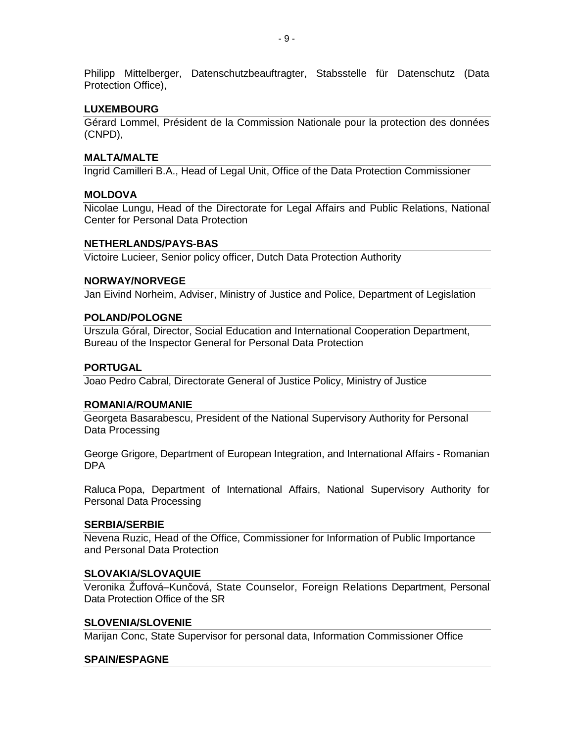Philipp Mittelberger, Datenschutzbeauftragter, Stabsstelle für Datenschutz (Data Protection Office),

**LUXEMBOURG**

Gérard Lommel, Président de la Commission Nationale pour la protection des données (CNPD),

**MALTA/MALTE**

Ingrid Camilleri B.A., Head of Legal Unit, Office of the Data Protection Commissioner

**MOLDOVA**

Nicolae Lungu, Head of the Directorate for Legal Affairs and Public Relations, National Center for Personal Data Protection

**NETHERLANDS/PAYS-BAS**

Victoire Lucieer, Senior policy officer, Dutch Data Protection Authority

**NORWAY/NORVEGE**

Jan Eivind Norheim, Adviser, Ministry of Justice and Police, Department of Legislation

**POLAND/POLOGNE**

Urszula Góral, Director, Social Education and International Cooperation Department, Bureau of the Inspector General for Personal Data Protection

**PORTUGAL**

Joao Pedro Cabral, Directorate General of Justice Policy, Ministry of Justice

**ROMANIA/ROUMANIE**

Georgeta Basarabescu, President of the National Supervisory Authority for Personal Data Processing

George Grigore, Department of European Integration, and International Affairs - Romanian DPA

Raluca Popa, Department of International Affairs, National Supervisory Authority for Personal Data Processing

**SERBIA/SERBIE**

Nevena Ruzic, Head of the Office, Commissioner for Information of Public Importance and Personal Data Protection

**SLOVAKIA/SLOVAQUIE**

Veronika Žuffová–Kunčová, State Counselor, Foreign Relations Department, Personal Data Protection Office of the SR

**SLOVENIA/SLOVENIE**

Marijan Conc, State Supervisor for personal data, Information Commissioner Office

**SPAIN/ESPAGNE**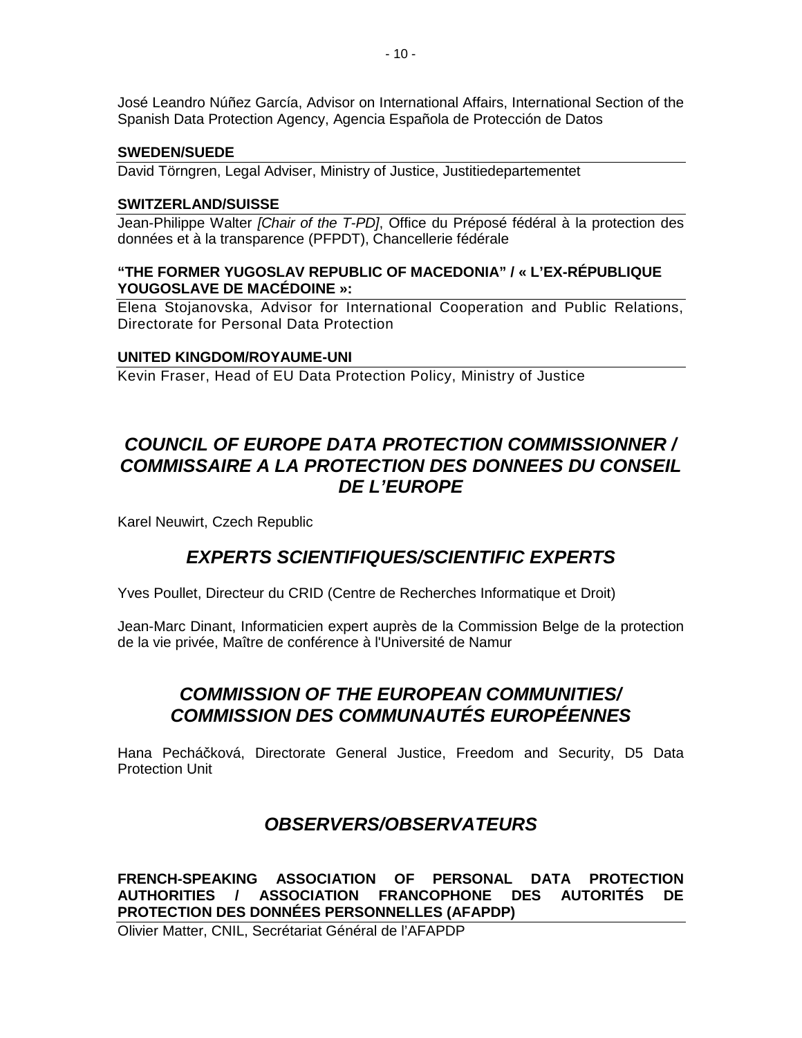José Leandro Núñez García, Advisor on International Affairs, International Section of the Spanish Data Protection Agency, Agencia Española de Protección de Datos

**SWEDEN/SUEDE**

David Törngren, Legal Adviser, Ministry of Justice, Justitiedepartementet

**SWITZERLAND/SUISSE**

Jean-Philippe Walter *[Chair of the T-PD]*, Office du Préposé fédéral à la protection des données et à la transparence (PFPDT), Chancellerie fédérale

**"THE FORMER YUGOSLAV REPUBLIC OF MACEDONIA" / « L'EX-RÉPUBLIQUE YOUGOSLAVE DE MACÉDOINE »:**

Elena Stojanovska, Advisor for International Cooperation and Public Relations, Directorate for Personal Data Protection

**UNITED KINGDOM/ROYAUME-UNI**

Kevin Fraser, Head of EU Data Protection Policy, Ministry of Justice

## *COUNCIL OF EUROPE DATA PROTECTION COMMISSIONNER / COMMISSAIRE A LA PROTECTION DES DONNEES DU CONSEIL DE L'EUROPE*

Karel Neuwirt, Czech Republic

## *EXPERTS SCIENTIFIQUES/SCIENTIFIC EXPERTS*

Yves Poullet, Directeur du CRID (Centre de Recherches Informatique et Droit)

Jean-Marc Dinant, Informaticien expert auprès de la Commission Belge de la protection de la vie privée, Maître de conférence à l'Université de Namur

## *COMMISSION OF THE EUROPEAN COMMUNITIES/ COMMISSION DES COMMUNAUTÉS EUROPÉENNES*

Hana Pecháčková, Directorate General Justice, Freedom and Security, D5 Data Protection Unit

## *OBSERVERS/OBSERVATEURS*

**FRENCH-SPEAKING ASSOCIATION OF PERSONAL DATA PROTECTION AUTHORITIES / ASSOCIATION FRANCOPHONE DES AUTORITÉS DE PROTECTION DES DONNÉES PERSONNELLES (AFAPDP)**

Olivier Matter, CNIL, Secrétariat Général de l'AFAPDP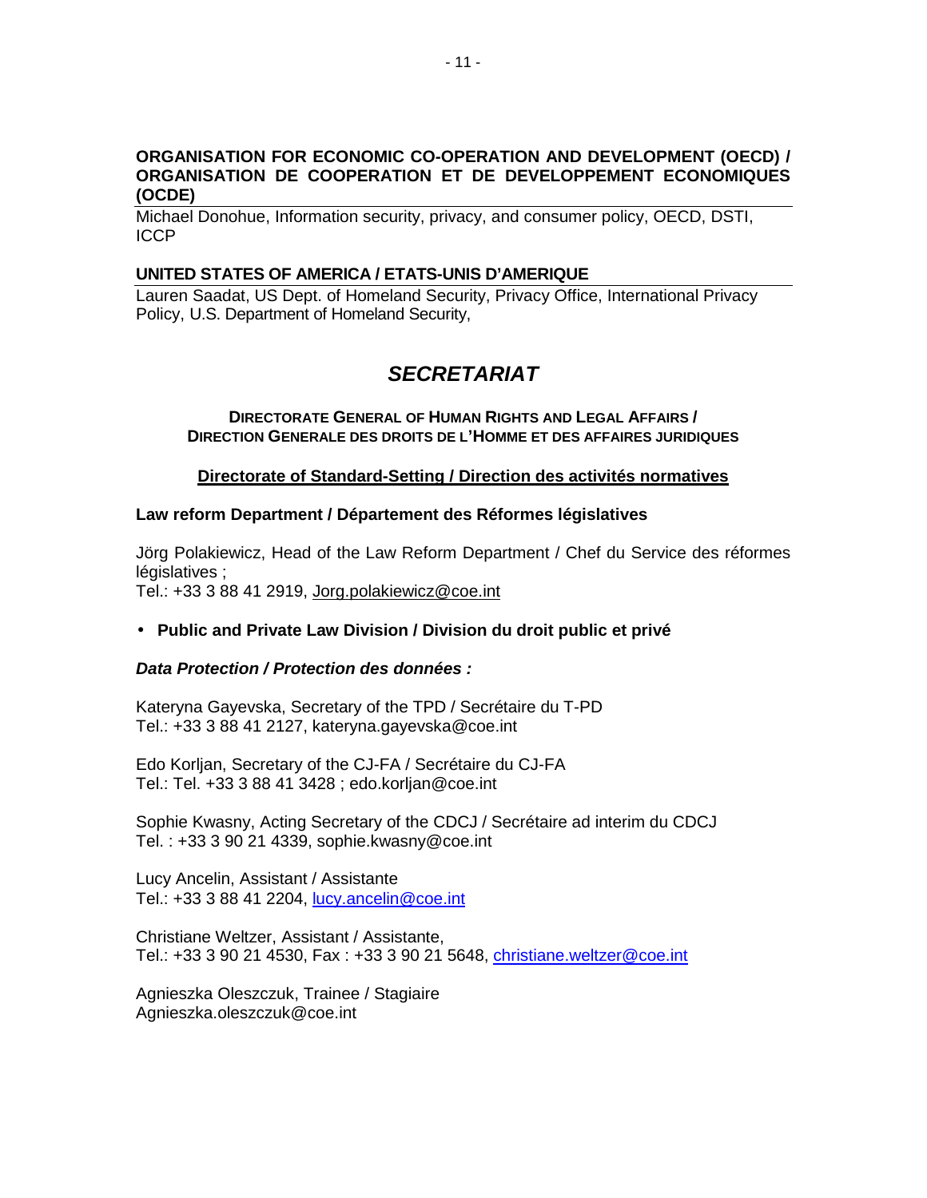**ORGANISATION FOR ECONOMIC CO-OPERATION AND DEVELOPMENT (OECD) / ORGANISATION DE COOPERATION ET DE DEVELOPPEMENT ECONOMIQUES (OCDE)**

Michael Donohue, Information security, privacy, and consumer policy, OECD, DSTI, ICCP

**UNITED STATES OF AMERICA / ETATS-UNIS D'AMERIQUE**

Lauren Saadat, US Dept. of Homeland Security, Privacy Office, International Privacy Policy, U.S. Department of Homeland Security,

## *SECRETARIAT*

**DIRECTORATE GENERAL OF HUMAN RIGHTS AND LEGAL AFFAIRS / DIRECTION GENERALE DES DROITS DE L'HOMME ET DES AFFAIRES JURIDIQUES**

**Directorate of Standard-Setting / Direction des activités normatives**

**Law reform Department / Département des Réformes législatives**

Jörg Polakiewicz, Head of the Law Reform Department / Chef du Service des réformes législatives ;
Tel.: +33 3 88 41 2919, Jorg.polakiewicz@coe.int

- **Public and Private Law Division / Division du droit public et privé**

***Data Protection / Protection des données :***

Kateryna Gayevska, Secretary of the TPD / Secrétaire du T-PD
Tel.: +33 3 88 41 2127, kateryna.gayevska@coe.int

Edo Korljan, Secretary of the CJ-FA / Secrétaire du CJ-FA
Tel.: Tel. +33 3 88 41 3428 ; edo.korljan@coe.int

Sophie Kwasny, Acting Secretary of the CDCJ / Secrétaire ad interim du CDCJ
Tel. : +33 3 90 21 4339, sophie.kwasny@coe.int

Lucy Ancelin, Assistant / Assistante
Tel.: +33 3 88 41 2204, lucy.ancelin@coe.int

Christiane Weltzer, Assistant / Assistante,
Tel.: +33 3 90 21 4530, Fax : +33 3 90 21 5648, christiane.weltzer@coe.int

Agnieszka Oleszczuk, Trainee / Stagiaire
Agnieszka.oleszczuk@coe.int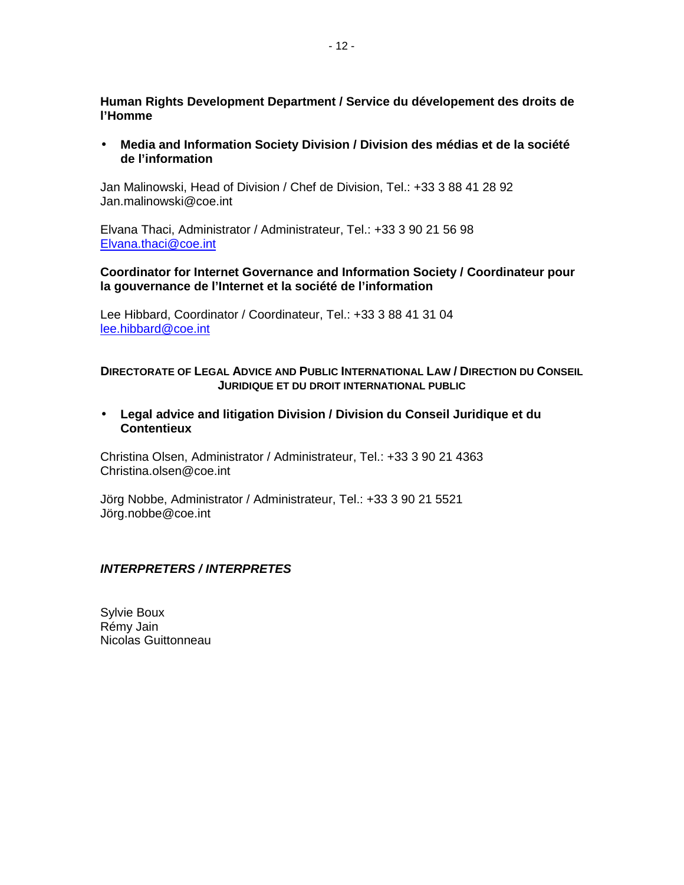**Human Rights Development Department / Service du dévelopement des droits de l'Homme**

- **Media and Information Society Division / Division des médias et de la société de l'information**

Jan Malinowski, Head of Division / Chef de Division, Tel.: +33 3 88 41 28 92
Jan.malinowski@coe.int

Elvana Thaci, Administrator / Administrateur, Tel.: +33 3 90 21 56 98
Elvana.thaci@coe.int

**Coordinator for Internet Governance and Information Society / Coordinateur pour la gouvernance de l'Internet et la société de l'information**

Lee Hibbard, Coordinator / Coordinateur, Tel.: +33 3 88 41 31 04
lee.hibbard@coe.int

**DIRECTORATE OF LEGAL ADVICE AND PUBLIC INTERNATIONAL LAW / DIRECTION DU CONSEIL JURIDIQUE ET DU DROIT INTERNATIONAL PUBLIC**

- **Legal advice and litigation Division / Division du Conseil Juridique et du Contentieux**

Christina Olsen, Administrator / Administrateur, Tel.: +33 3 90 21 4363
Christina.olsen@coe.int

Jörg Nobbe, Administrator / Administrateur, Tel.: +33 3 90 21 5521
Jörg.nobbe@coe.int

***INTERPRETERS / INTERPRETES***

Sylvie Boux
Rémy Jain
Nicolas Guittonneau